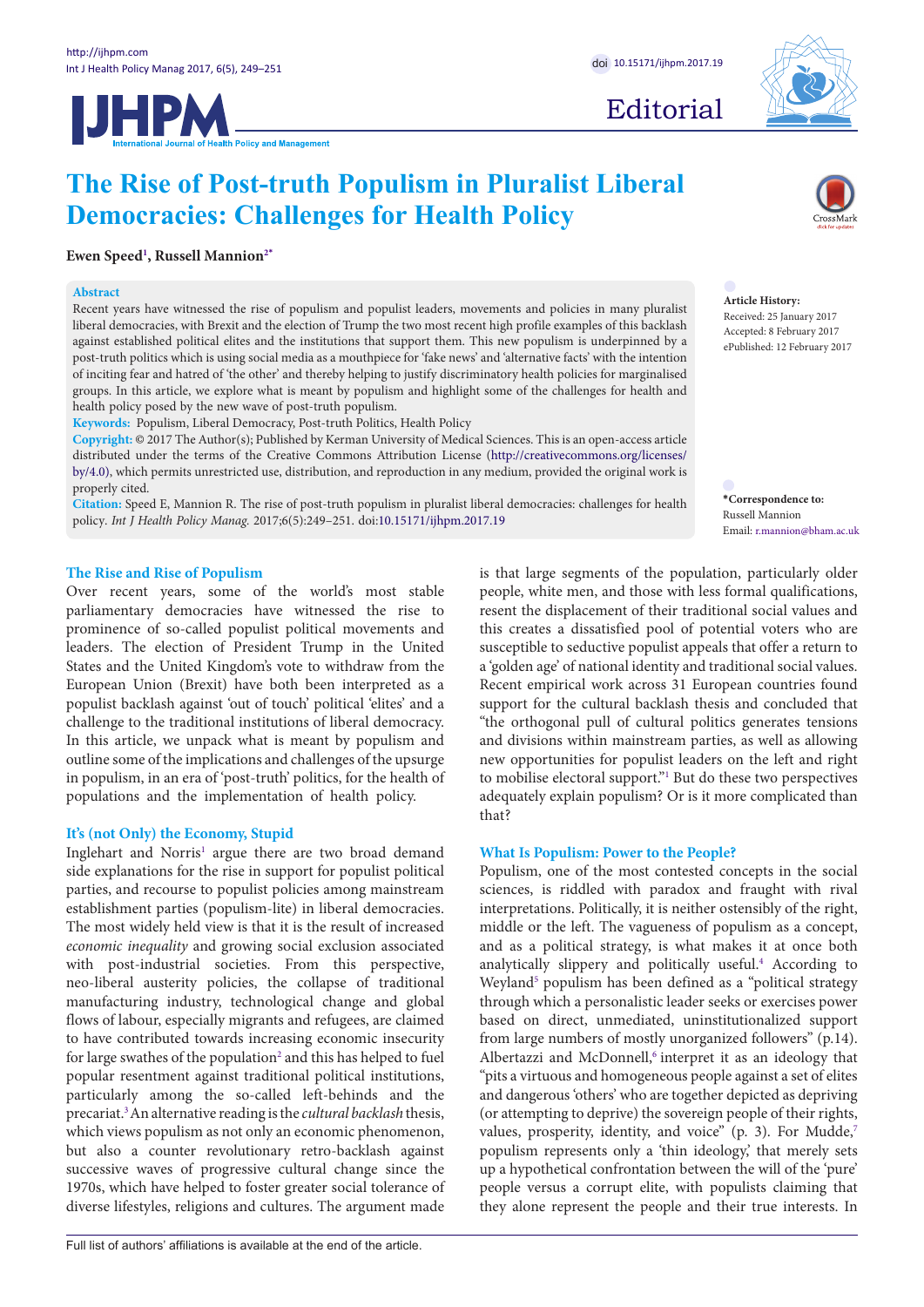# The Rise of Post-truth Populism in Pluralist Liberal Democracies: Challenges for Health Policy

**Ewen Speed[1], Russell Mannion[2*]**

**Abstract**

Recent years have witnessed the rise of populism and populist leaders, movements and policies in many pluralist liberal democracies, with Brexit and the election of Trump the two most recent high profile examples of this backlash against established political elites and the institutions that support them. This new populism is underpinned by a post-truth politics which is using social media as a mouthpiece for 'fake news' and 'alternative facts' with the intention of inciting fear and hatred of 'the other' and thereby helping to justify discriminatory health policies for marginalised groups. In this article, we explore what is meant by populism and highlight some of the challenges for health and health policy posed by the new wave of post-truth populism.

**Keywords:** Populism, Liberal Democracy, Post-truth Politics, Health Policy

**Copyright:** © 2017 The Author(s); Published by Kerman University of Medical Sciences. This is an open-access article distributed under the terms of the Creative Commons Attribution License (http://creativecommons.org/licenses/by/4.0), which permits unrestricted use, distribution, and reproduction in any medium, provided the original work is properly cited.

**Citation:** Speed E, Mannion R. The rise of post-truth populism in pluralist liberal democracies: challenges for health policy. *Int J Health Policy Manag.* 2017;6(5):249–251. doi:10.15171/ijhpm.2017.19

**Article History:**
Received: 25 January 2017
Accepted: 8 February 2017
ePublished: 12 February 2017

**\*Correspondence to:**
Russell Mannion
Email: r.mannion@bham.ac.uk

## The Rise and Rise of Populism

Over recent years, some of the world's most stable parliamentary democracies have witnessed the rise to prominence of so-called populist political movements and leaders. The election of President Trump in the United States and the United Kingdom's vote to withdraw from the European Union (Brexit) have both been interpreted as a populist backlash against 'out of touch' political 'elites' and a challenge to the traditional institutions of liberal democracy. In this article, we unpack what is meant by populism and outline some of the implications and challenges of the upsurge in populism, in an era of 'post-truth' politics, for the health of populations and the implementation of health policy.

## It's (not Only) the Economy, Stupid

Inglehart and Norris[1] argue there are two broad demand side explanations for the rise in support for populist political parties, and recourse to populist policies among mainstream establishment parties (populism-lite) in liberal democracies. The most widely held view is that it is the result of increased *economic inequality* and growing social exclusion associated with post-industrial societies. From this perspective, neo-liberal austerity policies, the collapse of traditional manufacturing industry, technological change and global flows of labour, especially migrants and refugees, are claimed to have contributed towards increasing economic insecurity for large swathes of the population[2] and this has helped to fuel popular resentment against traditional political institutions, particularly among the so-called left-behinds and the precariat.[3] An alternative reading is the *cultural backlash* thesis, which views populism as not only an economic phenomenon, but also a counter revolutionary retro-backlash against successive waves of progressive cultural change since the 1970s, which have helped to foster greater social tolerance of diverse lifestyles, religions and cultures. The argument made is that large segments of the population, particularly older people, white men, and those with less formal qualifications, resent the displacement of their traditional social values and this creates a dissatisfied pool of potential voters who are susceptible to seductive populist appeals that offer a return to a 'golden age' of national identity and traditional social values. Recent empirical work across 31 European countries found support for the cultural backlash thesis and concluded that "the orthogonal pull of cultural politics generates tensions and divisions within mainstream parties, as well as allowing new opportunities for populist leaders on the left and right to mobilise electoral support."[1] But do these two perspectives adequately explain populism? Or is it more complicated than that?

## What Is Populism: Power to the People?

Populism, one of the most contested concepts in the social sciences, is riddled with paradox and fraught with rival interpretations. Politically, it is neither ostensibly of the right, middle or the left. The vagueness of populism as a concept, and as a political strategy, is what makes it at once both analytically slippery and politically useful.[4] According to Weyland[5] populism has been defined as a "political strategy through which a personalistic leader seeks or exercises power based on direct, unmediated, uninstitutionalized support from large numbers of mostly unorganized followers" (p.14). Albertazzi and McDonnell,[6] interpret it as an ideology that "pits a virtuous and homogeneous people against a set of elites and dangerous 'others' who are together depicted as depriving (or attempting to deprive) the sovereign people of their rights, values, prosperity, identity, and voice" (p. 3). For Mudde,[7] populism represents only a 'thin ideology,' that merely sets up a hypothetical confrontation between the will of the 'pure' people versus a corrupt elite, with populists claiming that they alone represent the people and their true interests. In

Full list of authors' affiliations is available at the end of the article.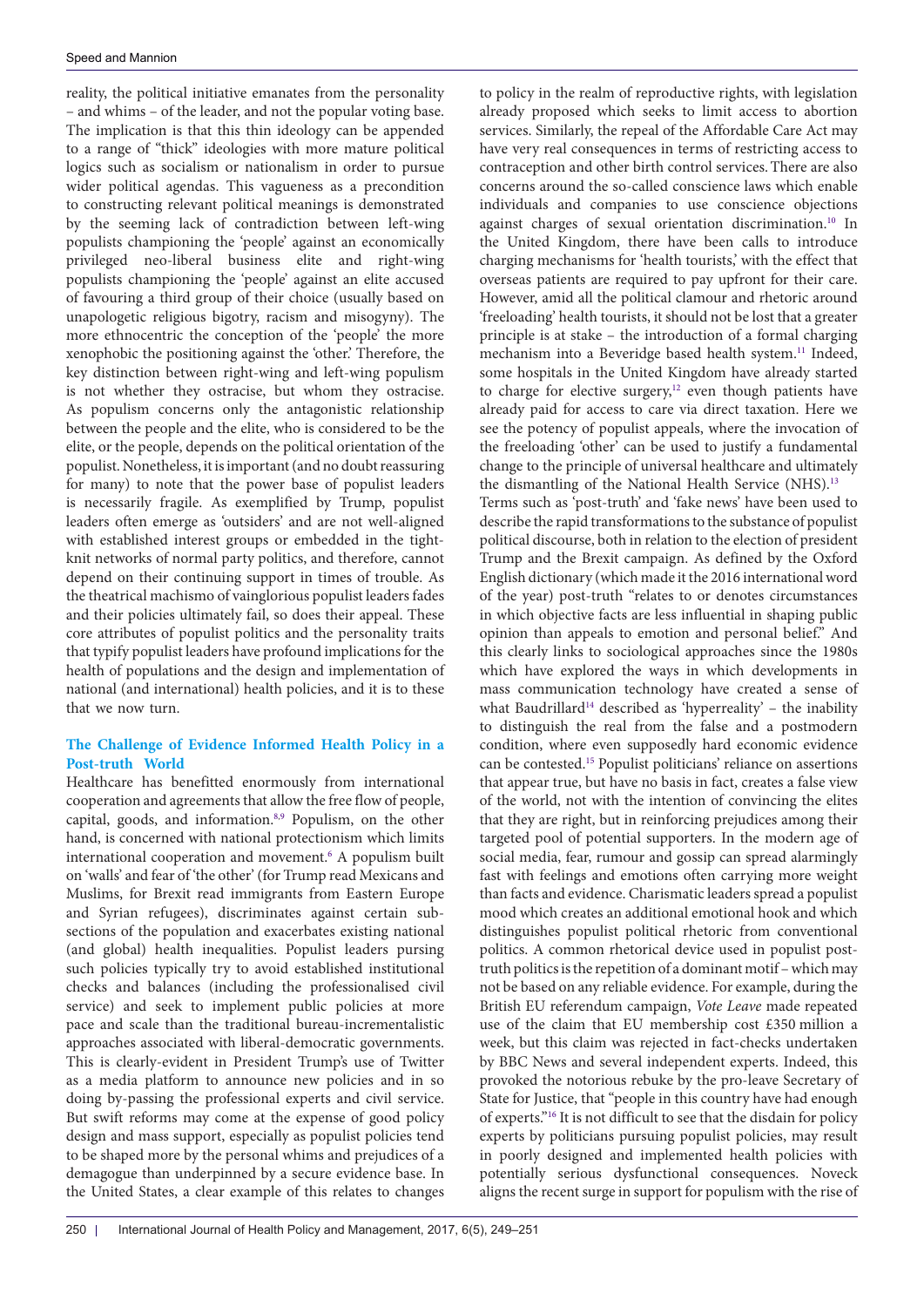reality, the political initiative emanates from the personality – and whims – of the leader, and not the popular voting base. The implication is that this thin ideology can be appended to a range of "thick" ideologies with more mature political logics such as socialism or nationalism in order to pursue wider political agendas. This vagueness as a precondition to constructing relevant political meanings is demonstrated by the seeming lack of contradiction between left-wing populists championing the 'people' against an economically privileged neo-liberal business elite and right-wing populists championing the 'people' against an elite accused of favouring a third group of their choice (usually based on unapologetic religious bigotry, racism and misogyny). The more ethnocentric the conception of the 'people' the more xenophobic the positioning against the 'other.' Therefore, the key distinction between right-wing and left-wing populism is not whether they ostracise, but whom they ostracise. As populism concerns only the antagonistic relationship between the people and the elite, who is considered to be the elite, or the people, depends on the political orientation of the populist. Nonetheless, it is important (and no doubt reassuring for many) to note that the power base of populist leaders is necessarily fragile. As exemplified by Trump, populist leaders often emerge as 'outsiders' and are not well-aligned with established interest groups or embedded in the tight-knit networks of normal party politics, and therefore, cannot depend on their continuing support in times of trouble. As the theatrical machismo of vainglorious populist leaders fades and their policies ultimately fail, so does their appeal. These core attributes of populist politics and the personality traits that typify populist leaders have profound implications for the health of populations and the design and implementation of national (and international) health policies, and it is to these that we now turn.

## The Challenge of Evidence Informed Health Policy in a Post-truth World

Healthcare has benefitted enormously from international cooperation and agreements that allow the free flow of people, capital, goods, and information.[8,9] Populism, on the other hand, is concerned with national protectionism which limits international cooperation and movement.[6] A populism built on 'walls' and fear of 'the other' (for Trump read Mexicans and Muslims, for Brexit read immigrants from Eastern Europe and Syrian refugees), discriminates against certain sub-sections of the population and exacerbates existing national (and global) health inequalities. Populist leaders pursing such policies typically try to avoid established institutional checks and balances (including the professionalised civil service) and seek to implement public policies at more pace and scale than the traditional bureau-incrementalist approaches associated with liberal-democratic governments. This is clearly-evident in President Trump's use of Twitter as a media platform to announce new policies and in so doing by-passing the professional experts and civil service. But swift reforms may come at the expense of good policy design and mass support, especially as populist policies tend to be shaped more by the personal whims and prejudices of a demagogue than underpinned by a secure evidence base. In the United States, a clear example of this relates to changes to policy in the realm of reproductive rights, with legislation already proposed which seeks to limit access to abortion services. Similarly, the repeal of the Affordable Care Act may have very real consequences in terms of restricting access to contraception and other birth control services. There are also concerns around the so-called conscience laws which enable individuals and companies to use conscience objections against charges of sexual orientation discrimination.[10] In the United Kingdom, there have been calls to introduce charging mechanisms for 'health tourists,' with the effect that overseas patients are required to pay upfront for their care. However, amid all the political clamour and rhetoric around 'freeloading' health tourists, it should not be lost that a greater principle is at stake – the introduction of a formal charging mechanism into a Beveridge based health system.[11] Indeed, some hospitals in the United Kingdom have already started to charge for elective surgery,[12] even though patients have already paid for access to care via direct taxation. Here we see the potency of populist appeals, where the invocation of the freeloading 'other' can be used to justify a fundamental change to the principle of universal healthcare and ultimately the dismantling of the National Health Service (NHS).[13]

Terms such as 'post-truth' and 'fake news' have been used to describe the rapid transformations to the substance of populist political discourse, both in relation to the election of president Trump and the Brexit campaign. As defined by the Oxford English dictionary (which made it the 2016 international word of the year) post-truth "relates to or denotes circumstances in which objective facts are less influential in shaping public opinion than appeals to emotion and personal belief." And this clearly links to sociological approaches since the 1980s which have explored the ways in which developments in mass communication technology have created a sense of what Baudrillard[14] described as 'hyperreality' – the inability to distinguish the real from the false and a postmodern condition, where even supposedly hard economic evidence can be contested.[15] Populist politicians' reliance on assertions that appear true, but have no basis in fact, creates a false view of the world, not with the intention of convincing the elites that they are right, but in reinforcing prejudices among their targeted pool of potential supporters. In the modern age of social media, fear, rumour and gossip can spread alarmingly fast with feelings and emotions often carrying more weight than facts and evidence. Charismatic leaders spread a populist mood which creates an additional emotional hook and which distinguishes populist political rhetoric from conventional politics. A common rhetorical device used in populist post-truth politics is the repetition of a dominant motif – which may not be based on any reliable evidence. For example, during the British EU referendum campaign, *Vote Leave* made repeated use of the claim that EU membership cost £350 million a week, but this claim was rejected in fact-checks undertaken by BBC News and several independent experts. Indeed, this provoked the notorious rebuke by the pro-leave Secretary of State for Justice, that "people in this country have had enough of experts."[16] It is not difficult to see that the disdain for policy experts by politicians pursuing populist policies, may result in poorly designed and implemented health policies with potentially serious dysfunctional consequences. Noveck aligns the recent surge in support for populism with the rise of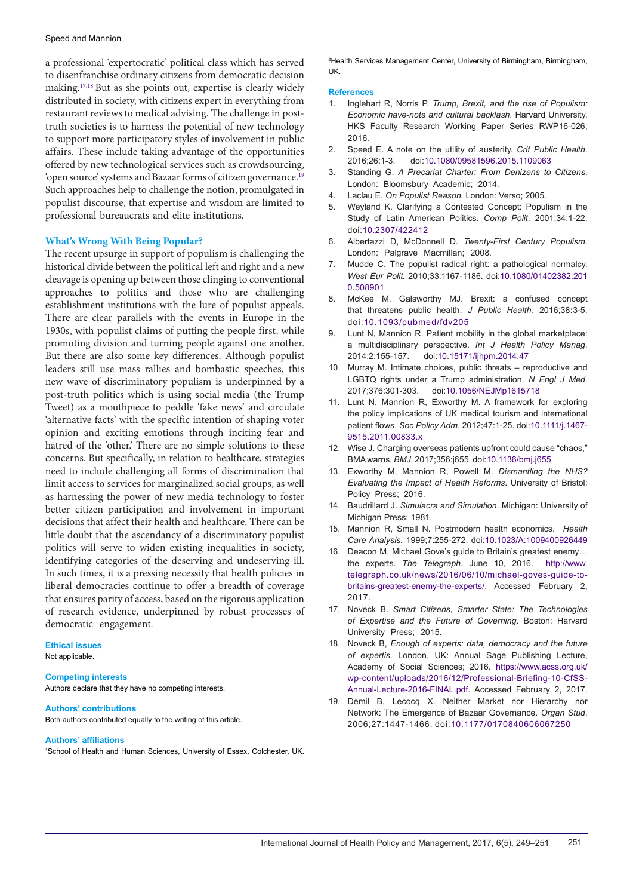a professional 'expertocratic' political class which has served to disenfranchise ordinary citizens from democratic decision making.[17,18] But as she points out, expertise is clearly widely distributed in society, with citizens expert in everything from restaurant reviews to medical advising. The challenge in post-truth societies is to harness the potential of new technology to support more participatory styles of involvement in public affairs. These include taking advantage of the opportunities offered by new technological services such as crowdsourcing, 'open source' systems and Bazaar forms of citizen governance.[19] Such approaches help to challenge the notion, promulgated in populist discourse, that expertise and wisdom are limited to professional bureaucrats and elite institutions.

## What's Wrong With Being Popular?

The recent upsurge in support of populism is challenging the historical divide between the political left and right and a new cleavage is opening up between those clinging to conventional approaches to politics and those who are challenging establishment institutions with the lure of populist appeals. There are clear parallels with the events in Europe in the 1930s, with populist claims of putting the people first, while promoting division and turning people against one another. But there are also some key differences. Although populist leaders still use mass rallies and bombastic speeches, this new wave of discriminatory populism is underpinned by a post-truth politics which is using social media (the Trump Tweet) as a mouthpiece to peddle 'fake news' and circulate 'alternative facts' with the specific intention of shaping voter opinion and exciting emotions through inciting fear and hatred of the 'other.' There are no simple solutions to these concerns. But specifically, in relation to healthcare, strategies need to include challenging all forms of discrimination that limit access to services for marginalized social groups, as well as harnessing the power of new media technology to foster better citizen participation and involvement in important decisions that affect their health and healthcare. There can be little doubt that the ascendancy of a discriminatory populist politics will serve to widen existing inequalities in society, identifying categories of the deserving and undeserving ill. In such times, it is a pressing necessity that health policies in liberal democracies continue to offer a breadth of coverage that ensures parity of access, based on the rigorous application of research evidence, underpinned by robust processes of democratic engagement.

### Ethical issues

Not applicable.

### Competing interests

Authors declare that they have no competing interests.

### Authors' contributions

Both authors contributed equally to the writing of this article.

### Authors' affiliations

[1]School of Health and Human Sciences, University of Essex, Colchester, UK.
[2]Health Services Management Center, University of Birmingham, Birmingham, UK.

### References

1. Inglehart R, Norris P. *Trump, Brexit, and the rise of Populism: Economic have-nots and cultural backlash*. Harvard University, HKS Faculty Research Working Paper Series RWP16-026; 2016.
2. Speed E. A note on the utility of austerity. *Crit Public Health*. 2016;26:1-3. doi:10.1080/09581596.2015.1109063
3. Standing G. *A Precariat Charter: From Denizens to Citizens*. London: Bloomsbury Academic; 2014.
4. Laclau E. *On Populist Reason*. London: Verso; 2005.
5. Weyland K. Clarifying a Contested Concept: Populism in the Study of Latin American Politics. *Comp Polit*. 2001;34:1-22. doi:10.2307/422412
6. Albertazzi D, McDonnell D. *Twenty-First Century Populism.* London: Palgrave Macmillan; 2008.
7. Mudde C. The populist radical right: a pathological normalcy. *West Eur Polit.* 2010;33:1167-1186. doi:10.1080/01402382.2010.508901
8. McKee M, Galsworthy MJ. Brexit: a confused concept that threatens public health. *J Public Health.* 2016;38:3-5. doi:10.1093/pubmed/fdv205
9. Lunt N, Mannion R. Patient mobility in the global marketplace: a multidisciplinary perspective. *Int J Health Policy Manag*. 2014;2:155-157. doi:10.15171/ijhpm.2014.47
10. Murray M. Intimate choices, public threats – reproductive and LGBTQ rights under a Trump administration. *N Engl J Med*. 2017;376:301-303. doi:10.1056/NEJMp1615718
11. Lunt N, Mannion R, Exworthy M. A framework for exploring the policy implications of UK medical tourism and international patient flows. *Soc Policy Adm*. 2012;47:1-25. doi:10.1111/j.1467-9515.2011.00833.x
12. Wise J. Charging overseas patients upfront could cause "chaos," BMA warns. *BMJ*. 2017;356;j655. doi:10.1136/bmj.j655
13. Exworthy M, Mannion R, Powell M. *Dismantling the NHS? Evaluating the Impact of Health Reforms*. University of Bristol: Policy Press; 2016.
14. Baudrillard J. *Simulacra and Simulation*. Michigan: University of Michigan Press; 1981.
15. Mannion R, Small N. Postmodern health economics. *Health Care Analysis*. 1999;7:255-272. doi:10.1023/A:1009400926449
16. Deacon M. Michael Gove's guide to Britain's greatest enemy… the experts. *The Telegraph*. June 10, 2016. http://www.telegraph.co.uk/news/2016/06/10/michael-goves-guide-to-britains-greatest-enemy-the-experts/. Accessed February 2, 2017.
17. Noveck B. *Smart Citizens, Smarter State: The Technologies of Expertise and the Future of Governing.* Boston: Harvard University Press; 2015.
18. Noveck B, *Enough of experts: data, democracy and the future of expertis.* London, UK: Annual Sage Publishing Lecture, Academy of Social Sciences; 2016. https://www.acss.org.uk/wp-content/uploads/2016/12/Professional-Briefing-10-CfSS-Annual-Lecture-2016-FINAL.pdf. Accessed February 2, 2017.
19. Demil B, Lecocq X. Neither Market nor Hierarchy nor Network: The Emergence of Bazaar Governance. *Organ Stud*. 2006;27:1447-1466. doi:10.1177/0170840606067250